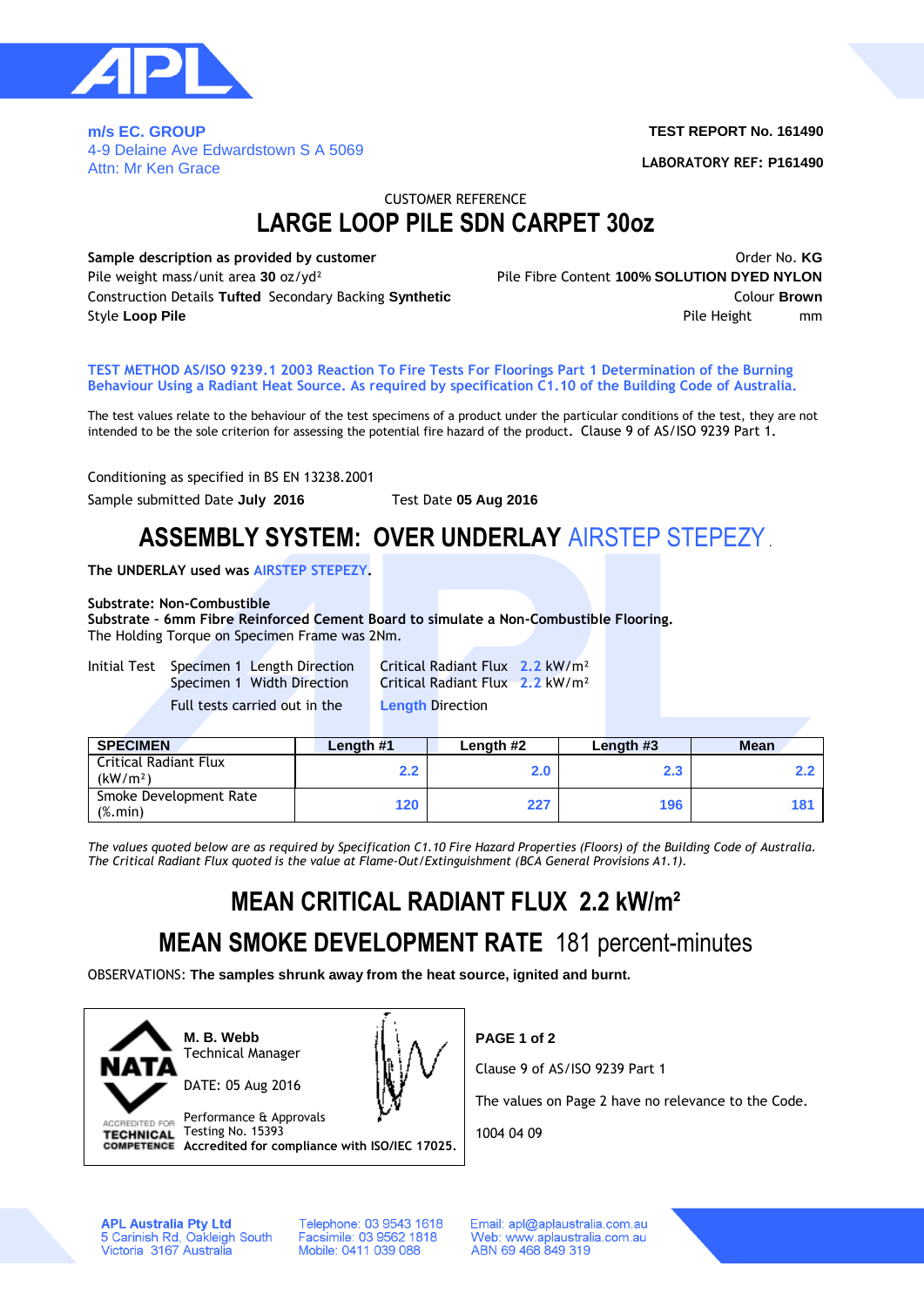**m/s EC. GROUP**
4-9 Delaine Ave Edwardstown S A 5069
Attn: Mr Ken Grace

**TEST REPORT No. 161490**

**LABORATORY REF: P161490**

CUSTOMER REFERENCE

# LARGE LOOP PILE SDN CARPET 30oz

**Sample description as provided by customer**

Order No. **KG**

Pile weight mass/unit area **30** oz/yd²

Pile Fibre Content **100% SOLUTION DYED NYLON**

Construction Details **Tufted** Secondary Backing **Synthetic**

Colour **Brown**

Style **Loop Pile**

Pile Height mm

TEST METHOD AS/ISO 9239.1 2003 Reaction To Fire Tests For Floorings Part 1 Determination of the Burning Behaviour Using a Radiant Heat Source. As required by specification C1.10 of the Building Code of Australia.

The test values relate to the behaviour of the test specimens of a product under the particular conditions of the test, they are not intended to be the sole criterion for assessing the potential fire hazard of the product. Clause 9 of AS/ISO 9239 Part 1.

Conditioning as specified in BS EN 13238.2001

Sample submitted Date **July 2016** Test Date **05 Aug 2016**

## ASSEMBLY SYSTEM: OVER UNDERLAY AIRSTEP STEPEZY.

**The UNDERLAY used was AIRSTEP STEPEZY.**

**Substrate: Non-Combustible**
**Substrate - 6mm Fibre Reinforced Cement Board to simulate a Non-Combustible Flooring.**
The Holding Torque on Specimen Frame was 2Nm.

Initial Test Specimen 1 Length Direction Critical Radiant Flux 2.2 kW/m²
Specimen 1 Width Direction Critical Radiant Flux 2.2 kW/m²
Full tests carried out in the Length Direction

| SPECIMEN | Length #1 | Length #2 | Length #3 | Mean |
|---|---|---|---|---|
| Critical Radiant Flux (kW/m²) | 2.2 | 2.0 | 2.3 | 2.2 |
| Smoke Development Rate (%.min) | 120 | 227 | 196 | 181 |

*The values quoted below are as required by Specification C1.10 Fire Hazard Properties (Floors) of the Building Code of Australia. The Critical Radiant Flux quoted is the value at Flame-Out/Extinguishment (BCA General Provisions A1.1).*

## MEAN CRITICAL RADIANT FLUX 2.2 kW/m²

## MEAN SMOKE DEVELOPMENT RATE 181 percent-minutes

OBSERVATIONS: **The samples shrunk away from the heat source, ignited and burnt.**

**M. B. Webb**
Technical Manager

DATE: 05 Aug 2016

Performance & Approvals
Testing No. 15393
**Accredited for compliance with ISO/IEC 17025.**

**PAGE 1 of 2**

Clause 9 of AS/ISO 9239 Part 1

The values on Page 2 have no relevance to the Code.

1004 04 09

**APL Australia Pty Ltd**
5 Carinish Rd, Oakleigh South
Victoria 3167 Australia

Telephone: 03 9543 1618
Facsimile: 03 9562 1818
Mobile: 0411 039 088

Email: apl@aplaustralia.com.au
Web: www.aplaustralia.com.au
ABN 69 468 849 319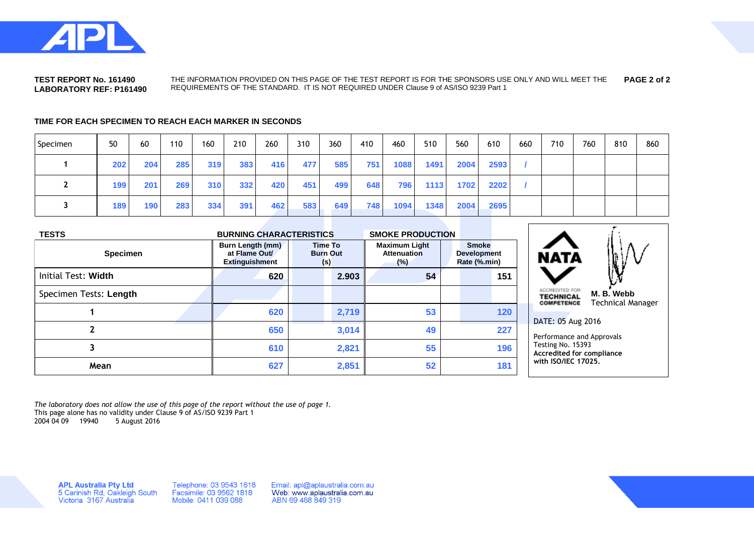**TEST REPORT No. 161490**
**LABORATORY REF: P161490**

THE INFORMATION PROVIDED ON THIS PAGE OF THE TEST REPORT IS FOR THE SPONSORS USE ONLY AND WILL MEET THE REQUIREMENTS OF THE STANDARD. IT IS NOT REQUIRED UNDER Clause 9 of AS/ISO 9239 Part 1

**TIME FOR EACH SPECIMEN TO REACH EACH MARKER IN SECONDS**

| Specimen | 50 | 60 | 110 | 160 | 210 | 260 | 310 | 360 | 410 | 460 | 510 | 560 | 610 | 660 | 710 | 760 | 810 | 860 |
|---|---|---|---|---|---|---|---|---|---|---|---|---|---|---|---|---|---|---|
| 1 | 202 | 204 | 285 | 319 | 383 | 416 | 477 | 585 | 751 | 1088 | 1491 | 2004 | 2593 | / | | | | |
| 2 | 199 | 201 | 269 | 310 | 332 | 420 | 451 | 499 | 648 | 796 | 1113 | 1702 | 2202 | / | | | | |
| 3 | 189 | 190 | 283 | 334 | 391 | 462 | 583 | 649 | 748 | 1094 | 1348 | 2004 | 2695 | | | | | |

| TESTS | BURNING CHARACTERISTICS | | SMOKE PRODUCTION | |
|---|---|---|---|---|
| Specimen | Burn Length (mm) at Flame Out/ Extinguishment | Time To Burn Out (s) | Maximum Light Attenuation (%) | Smoke Development Rate (%.min) |
| Initial Test: **Width** | 620 | 2.903 | 54 | 151 |
| Specimen Tests: **Length** | | | | |
| 1 | 620 | 2,719 | 53 | 120 |
| 2 | 650 | 3,014 | 49 | 227 |
| 3 | 610 | 2,821 | 55 | 196 |
| **Mean** | 627 | 2,851 | 52 | 181 |

NATA
ACCREDITED FOR TECHNICAL COMPETENCE

**M. B. Webb**
Technical Manager

DATE: 05 Aug 2016

Performance and Approvals Testing No. 15393
**Accredited for compliance with ISO/IEC 17025.**

*The laboratory does not allow the use of this page of the report without the use of page 1.*
This page alone has no validity under Clause 9 of AS/ISO 9239 Part 1
2004 04 09 19940 5 August 2016

**APL Australia Pty Ltd**
5 Carinish Rd, Oakleigh South
Victoria 3167 Australia

Telephone: 03 9543 1618
Facsimile: 03 9562 1818
Mobile: 0411 039 088

Email: apl@aplaustralia.com.au
Web: www.aplaustralia.com.au
ABN 69 468 849 319